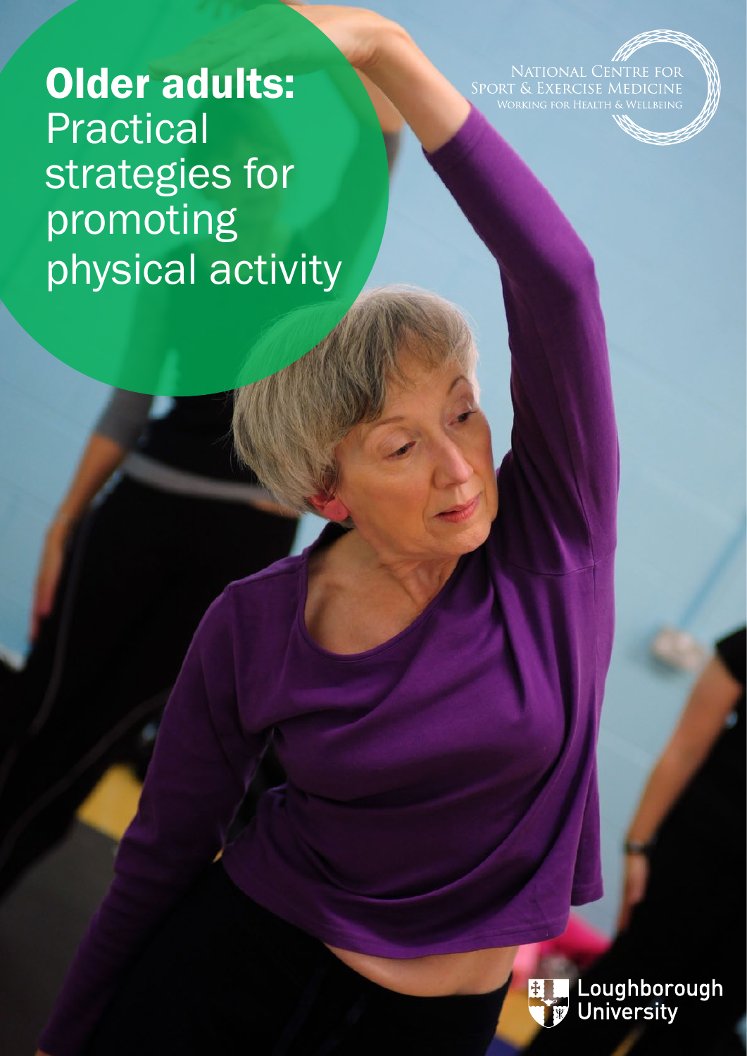# **Older adults:** Practical strategies for promoting physical activity

NATIONAL CENTRE FOR SPORT & EXERCISE MEDICINE
WORKING FOR HEALTH & WELLBEING

Loughborough University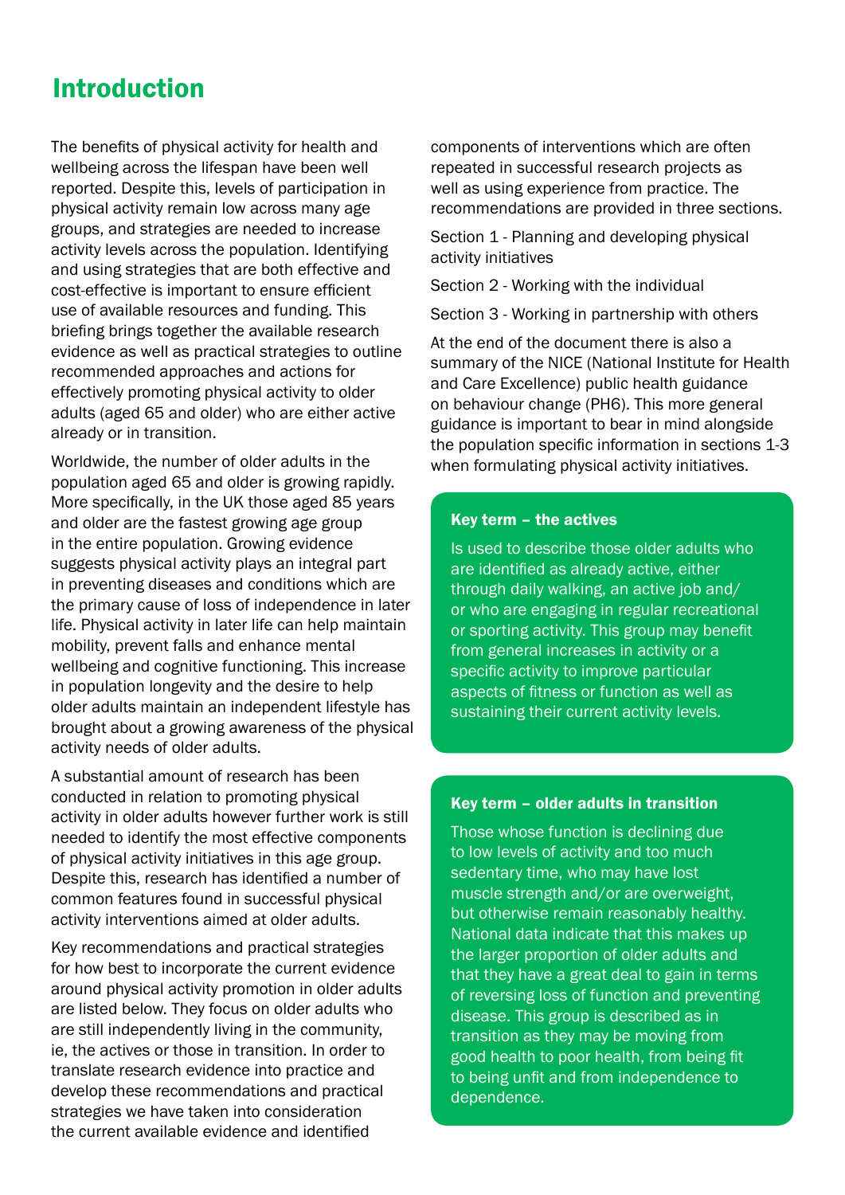# Introduction

The benefits of physical activity for health and wellbeing across the lifespan have been well reported. Despite this, levels of participation in physical activity remain low across many age groups, and strategies are needed to increase activity levels across the population. Identifying and using strategies that are both effective and cost-effective is important to ensure efficient use of available resources and funding. This briefing brings together the available research evidence as well as practical strategies to outline recommended approaches and actions for effectively promoting physical activity to older adults (aged 65 and older) who are either active already or in transition.

Worldwide, the number of older adults in the population aged 65 and older is growing rapidly. More specifically, in the UK those aged 85 years and older are the fastest growing age group in the entire population. Growing evidence suggests physical activity plays an integral part in preventing diseases and conditions which are the primary cause of loss of independence in later life. Physical activity in later life can help maintain mobility, prevent falls and enhance mental wellbeing and cognitive functioning. This increase in population longevity and the desire to help older adults maintain an independent lifestyle has brought about a growing awareness of the physical activity needs of older adults.

A substantial amount of research has been conducted in relation to promoting physical activity in older adults however further work is still needed to identify the most effective components of physical activity initiatives in this age group. Despite this, research has identified a number of common features found in successful physical activity interventions aimed at older adults.

Key recommendations and practical strategies for how best to incorporate the current evidence around physical activity promotion in older adults are listed below. They focus on older adults who are still independently living in the community, ie, the actives or those in transition. In order to translate research evidence into practice and develop these recommendations and practical strategies we have taken into consideration the current available evidence and identified components of interventions which are often repeated in successful research projects as well as using experience from practice. The recommendations are provided in three sections.

Section 1 - Planning and developing physical activity initiatives

Section 2 - Working with the individual

Section 3 - Working in partnership with others

At the end of the document there is also a summary of the NICE (National Institute for Health and Care Excellence) public health guidance on behaviour change (PH6). This more general guidance is important to bear in mind alongside the population specific information in sections 1-3 when formulating physical activity initiatives.

**Key term – the actives**

Is used to describe those older adults who are identified as already active, either through daily walking, an active job and/or who are engaging in regular recreational or sporting activity. This group may benefit from general increases in activity or a specific activity to improve particular aspects of fitness or function as well as sustaining their current activity levels.

**Key term – older adults in transition**

Those whose function is declining due to low levels of activity and too much sedentary time, who may have lost muscle strength and/or are overweight, but otherwise remain reasonably healthy. National data indicate that this makes up the larger proportion of older adults and that they have a great deal to gain in terms of reversing loss of function and preventing disease. This group is described as in transition as they may be moving from good health to poor health, from being fit to being unfit and from independence to dependence.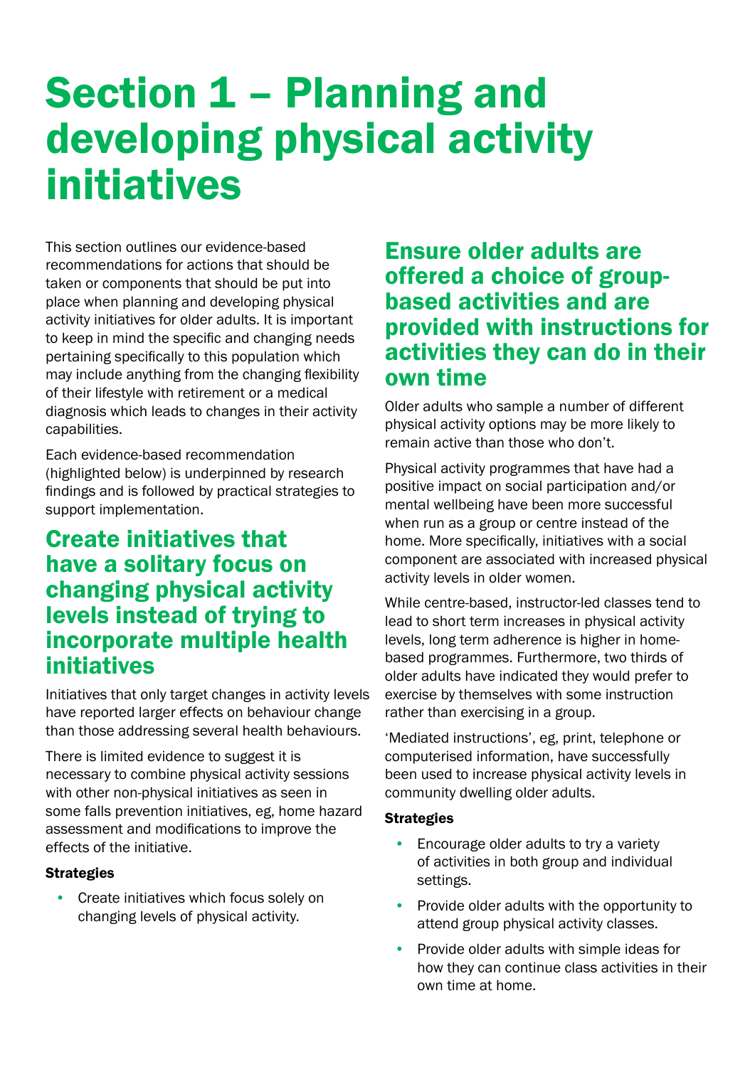# Section 1 – Planning and developing physical activity initiatives

This section outlines our evidence-based recommendations for actions that should be taken or components that should be put into place when planning and developing physical activity initiatives for older adults. It is important to keep in mind the specific and changing needs pertaining specifically to this population which may include anything from the changing flexibility of their lifestyle with retirement or a medical diagnosis which leads to changes in their activity capabilities.

Each evidence-based recommendation (highlighted below) is underpinned by research findings and is followed by practical strategies to support implementation.

## Create initiatives that have a solitary focus on changing physical activity levels instead of trying to incorporate multiple health initiatives

Initiatives that only target changes in activity levels have reported larger effects on behaviour change than those addressing several health behaviours.

There is limited evidence to suggest it is necessary to combine physical activity sessions with other non-physical initiatives as seen in some falls prevention initiatives, eg, home hazard assessment and modifications to improve the effects of the initiative.

**Strategies**

- Create initiatives which focus solely on changing levels of physical activity.

## Ensure older adults are offered a choice of group-based activities and are provided with instructions for activities they can do in their own time

Older adults who sample a number of different physical activity options may be more likely to remain active than those who don't.

Physical activity programmes that have had a positive impact on social participation and/or mental wellbeing have been more successful when run as a group or centre instead of the home. More specifically, initiatives with a social component are associated with increased physical activity levels in older women.

While centre-based, instructor-led classes tend to lead to short term increases in physical activity levels, long term adherence is higher in home-based programmes. Furthermore, two thirds of older adults have indicated they would prefer to exercise by themselves with some instruction rather than exercising in a group.

'Mediated instructions', eg, print, telephone or computerised information, have successfully been used to increase physical activity levels in community dwelling older adults.

**Strategies**

- Encourage older adults to try a variety of activities in both group and individual settings.
- Provide older adults with the opportunity to attend group physical activity classes.
- Provide older adults with simple ideas for how they can continue class activities in their own time at home.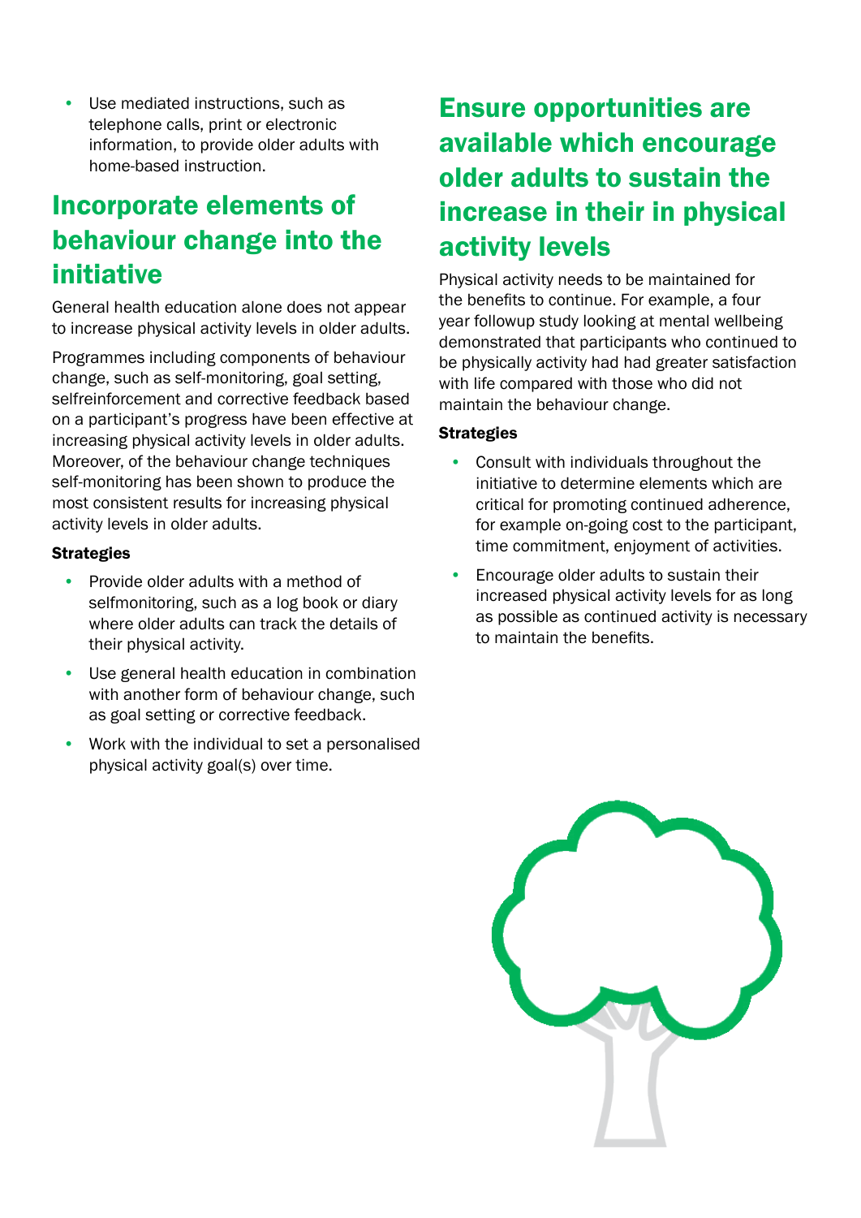- Use mediated instructions, such as telephone calls, print or electronic information, to provide older adults with home-based instruction.

## Incorporate elements of behaviour change into the initiative

General health education alone does not appear to increase physical activity levels in older adults.

Programmes including components of behaviour change, such as self-monitoring, goal setting, selfreinforcement and corrective feedback based on a participant's progress have been effective at increasing physical activity levels in older adults. Moreover, of the behaviour change techniques self-monitoring has been shown to produce the most consistent results for increasing physical activity levels in older adults.

**Strategies**

- Provide older adults with a method of selfmonitoring, such as a log book or diary where older adults can track the details of their physical activity.
- Use general health education in combination with another form of behaviour change, such as goal setting or corrective feedback.
- Work with the individual to set a personalised physical activity goal(s) over time.

## Ensure opportunities are available which encourage older adults to sustain the increase in their in physical activity levels

Physical activity needs to be maintained for the benefits to continue. For example, a four year followup study looking at mental wellbeing demonstrated that participants who continued to be physically activity had had greater satisfaction with life compared with those who did not maintain the behaviour change.

**Strategies**

- Consult with individuals throughout the initiative to determine elements which are critical for promoting continued adherence, for example on-going cost to the participant, time commitment, enjoyment of activities.
- Encourage older adults to sustain their increased physical activity levels for as long as possible as continued activity is necessary to maintain the benefits.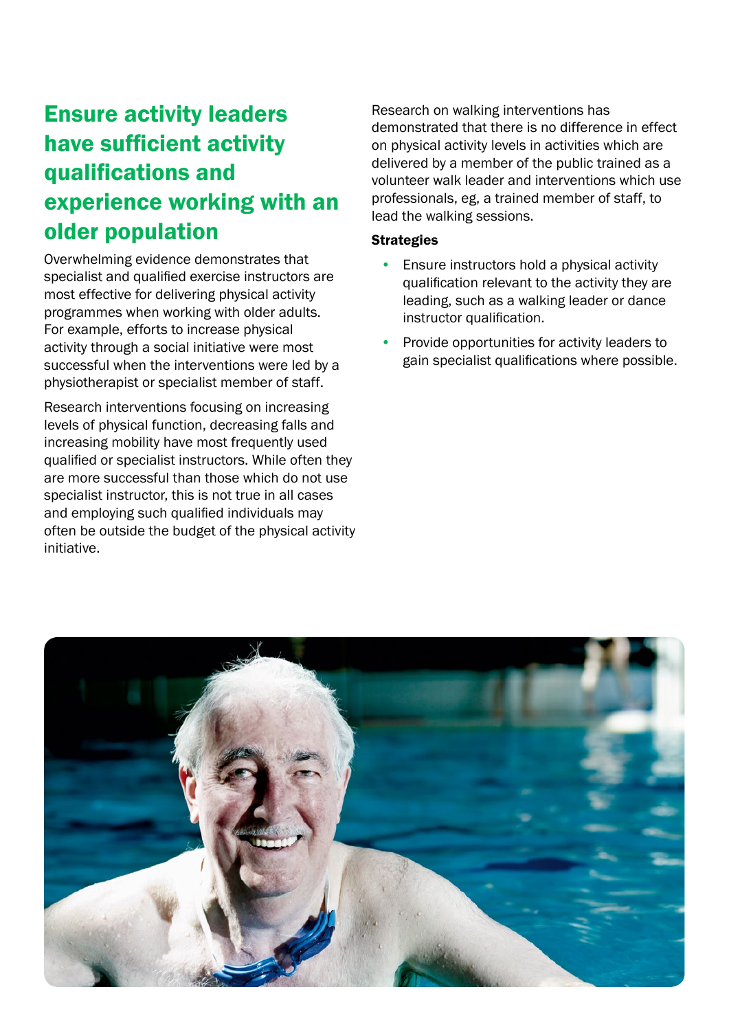## Ensure activity leaders have sufficient activity qualifications and experience working with an older population

Overwhelming evidence demonstrates that specialist and qualified exercise instructors are most effective for delivering physical activity programmes when working with older adults. For example, efforts to increase physical activity through a social initiative were most successful when the interventions were led by a physiotherapist or specialist member of staff.

Research interventions focusing on increasing levels of physical function, decreasing falls and increasing mobility have most frequently used qualified or specialist instructors. While often they are more successful than those which do not use specialist instructor, this is not true in all cases and employing such qualified individuals may often be outside the budget of the physical activity initiative.

Research on walking interventions has demonstrated that there is no difference in effect on physical activity levels in activities which are delivered by a member of the public trained as a volunteer walk leader and interventions which use professionals, eg, a trained member of staff, to lead the walking sessions.

**Strategies**

- Ensure instructors hold a physical activity qualification relevant to the activity they are leading, such as a walking leader or dance instructor qualification.
- Provide opportunities for activity leaders to gain specialist qualifications where possible.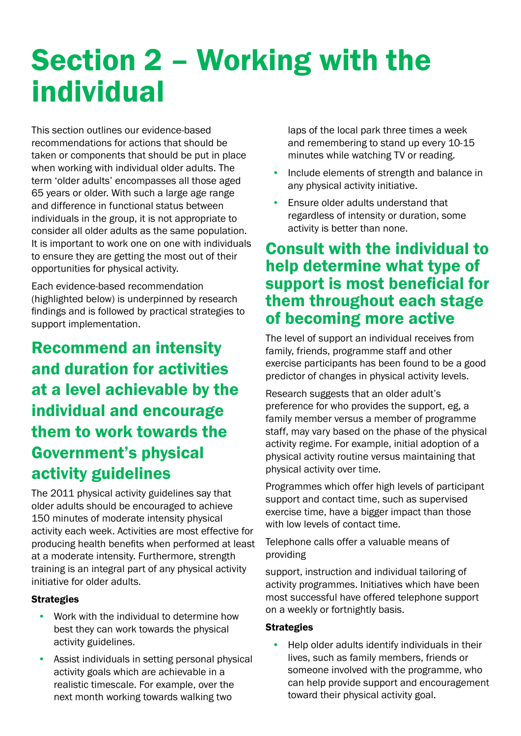# Section 2 – Working with the individual

This section outlines our evidence-based recommendations for actions that should be taken or components that should be put in place when working with individual older adults. The term 'older adults' encompasses all those aged 65 years or older. With such a large age range and difference in functional status between individuals in the group, it is not appropriate to consider all older adults as the same population. It is important to work one on one with individuals to ensure they are getting the most out of their opportunities for physical activity.

Each evidence-based recommendation (highlighted below) is underpinned by research findings and is followed by practical strategies to support implementation.

## Recommend an intensity and duration for activities at a level achievable by the individual and encourage them to work towards the Government's physical activity guidelines

The 2011 physical activity guidelines say that older adults should be encouraged to achieve 150 minutes of moderate intensity physical activity each week. Activities are most effective for producing health benefits when performed at least at a moderate intensity. Furthermore, strength training is an integral part of any physical activity initiative for older adults.

**Strategies**

- Work with the individual to determine how best they can work towards the physical activity guidelines.
- Assist individuals in setting personal physical activity goals which are achievable in a realistic timescale. For example, over the next month working towards walking two laps of the local park three times a week and remembering to stand up every 10-15 minutes while watching TV or reading.
- Include elements of strength and balance in any physical activity initiative.
- Ensure older adults understand that regardless of intensity or duration, some activity is better than none.

## Consult with the individual to help determine what type of support is most beneficial for them throughout each stage of becoming more active

The level of support an individual receives from family, friends, programme staff and other exercise participants has been found to be a good predictor of changes in physical activity levels.

Research suggests that an older adult's preference for who provides the support, eg, a family member versus a member of programme staff, may vary based on the phase of the physical activity regime. For example, initial adoption of a physical activity routine versus maintaining that physical activity over time.

Programmes which offer high levels of participant support and contact time, such as supervised exercise time, have a bigger impact than those with low levels of contact time.

Telephone calls offer a valuable means of providing support, instruction and individual tailoring of activity programmes. Initiatives which have been most successful have offered telephone support on a weekly or fortnightly basis.

**Strategies**

- Help older adults identify individuals in their lives, such as family members, friends or someone involved with the programme, who can help provide support and encouragement toward their physical activity goal.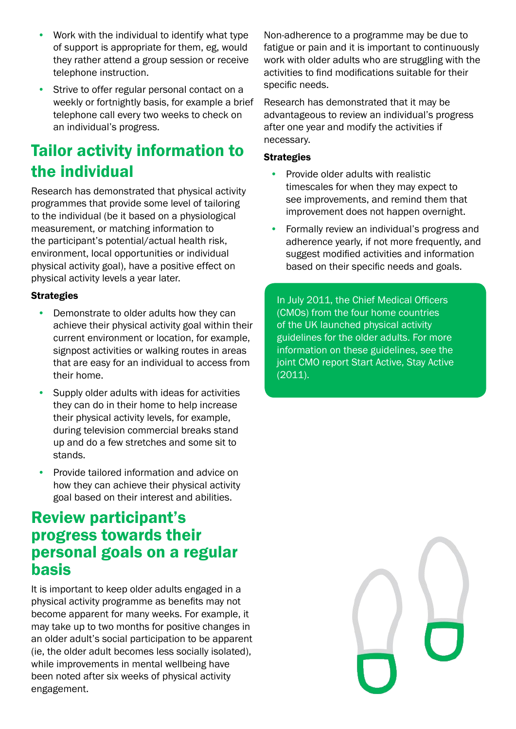- Work with the individual to identify what type of support is appropriate for them, eg, would they rather attend a group session or receive telephone instruction.
- Strive to offer regular personal contact on a weekly or fortnightly basis, for example a brief telephone call every two weeks to check on an individual's progress.

## Tailor activity information to the individual

Research has demonstrated that physical activity programmes that provide some level of tailoring to the individual (be it based on a physiological measurement, or matching information to the participant's potential/actual health risk, environment, local opportunities or individual physical activity goal), have a positive effect on physical activity levels a year later.

**Strategies**

- Demonstrate to older adults how they can achieve their physical activity goal within their current environment or location, for example, signpost activities or walking routes in areas that are easy for an individual to access from their home.
- Supply older adults with ideas for activities they can do in their home to help increase their physical activity levels, for example, during television commercial breaks stand up and do a few stretches and some sit to stands.
- Provide tailored information and advice on how they can achieve their physical activity goal based on their interest and abilities.

## Review participant's progress towards their personal goals on a regular basis

It is important to keep older adults engaged in a physical activity programme as benefits may not become apparent for many weeks. For example, it may take up to two months for positive changes in an older adult's social participation to be apparent (ie, the older adult becomes less socially isolated), while improvements in mental wellbeing have been noted after six weeks of physical activity engagement.

Non-adherence to a programme may be due to fatigue or pain and it is important to continuously work with older adults who are struggling with the activities to find modifications suitable for their specific needs.

Research has demonstrated that it may be advantageous to review an individual's progress after one year and modify the activities if necessary.

**Strategies**

- Provide older adults with realistic timescales for when they may expect to see improvements, and remind them that improvement does not happen overnight.
- Formally review an individual's progress and adherence yearly, if not more frequently, and suggest modified activities and information based on their specific needs and goals.

In July 2011, the Chief Medical Officers (CMOs) from the four home countries of the UK launched physical activity guidelines for the older adults. For more information on these guidelines, see the joint CMO report Start Active, Stay Active (2011).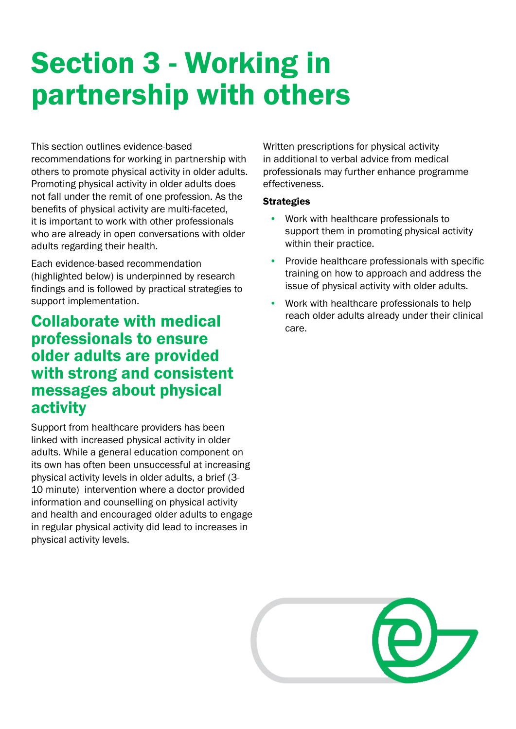# Section 3 - Working in partnership with others

This section outlines evidence-based recommendations for working in partnership with others to promote physical activity in older adults. Promoting physical activity in older adults does not fall under the remit of one profession. As the benefits of physical activity are multi-faceted, it is important to work with other professionals who are already in open conversations with older adults regarding their health.

Each evidence-based recommendation (highlighted below) is underpinned by research findings and is followed by practical strategies to support implementation.

## Collaborate with medical professionals to ensure older adults are provided with strong and consistent messages about physical activity

Support from healthcare providers has been linked with increased physical activity in older adults. While a general education component on its own has often been unsuccessful at increasing physical activity levels in older adults, a brief (3-10 minute) intervention where a doctor provided information and counselling on physical activity and health and encouraged older adults to engage in regular physical activity did lead to increases in physical activity levels.

Written prescriptions for physical activity in additional to verbal advice from medical professionals may further enhance programme effectiveness.

**Strategies**

- Work with healthcare professionals to support them in promoting physical activity within their practice.
- Provide healthcare professionals with specific training on how to approach and address the issue of physical activity with older adults.
- Work with healthcare professionals to help reach older adults already under their clinical care.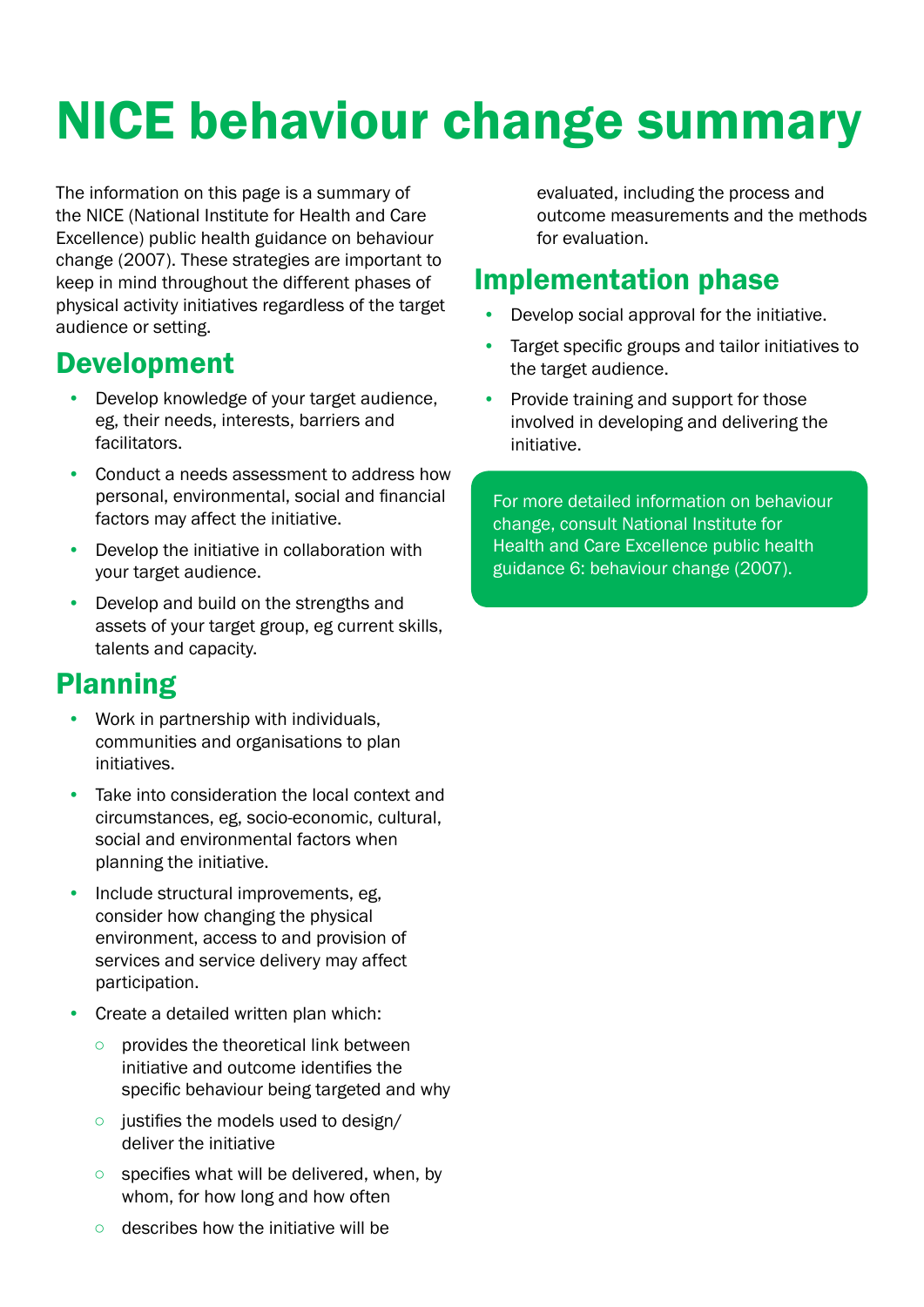# NICE behaviour change summary

The information on this page is a summary of the NICE (National Institute for Health and Care Excellence) public health guidance on behaviour change (2007). These strategies are important to keep in mind throughout the different phases of physical activity initiatives regardless of the target audience or setting.

## Development

- Develop knowledge of your target audience, eg, their needs, interests, barriers and facilitators.
- Conduct a needs assessment to address how personal, environmental, social and financial factors may affect the initiative.
- Develop the initiative in collaboration with your target audience.
- Develop and build on the strengths and assets of your target group, eg current skills, talents and capacity.

## Planning

- Work in partnership with individuals, communities and organisations to plan initiatives.
- Take into consideration the local context and circumstances, eg, socio-economic, cultural, social and environmental factors when planning the initiative.
- Include structural improvements, eg, consider how changing the physical environment, access to and provision of services and service delivery may affect participation.
- Create a detailed written plan which:
    - provides the theoretical link between initiative and outcome identifies the specific behaviour being targeted and why
    - justifies the models used to design/ deliver the initiative
    - specifies what will be delivered, when, by whom, for how long and how often
    - describes how the initiative will be evaluated, including the process and outcome measurements and the methods for evaluation.

## Implementation phase

- Develop social approval for the initiative.
- Target specific groups and tailor initiatives to the target audience.
- Provide training and support for those involved in developing and delivering the initiative.

For more detailed information on behaviour change, consult National Institute for Health and Care Excellence public health guidance 6: behaviour change (2007).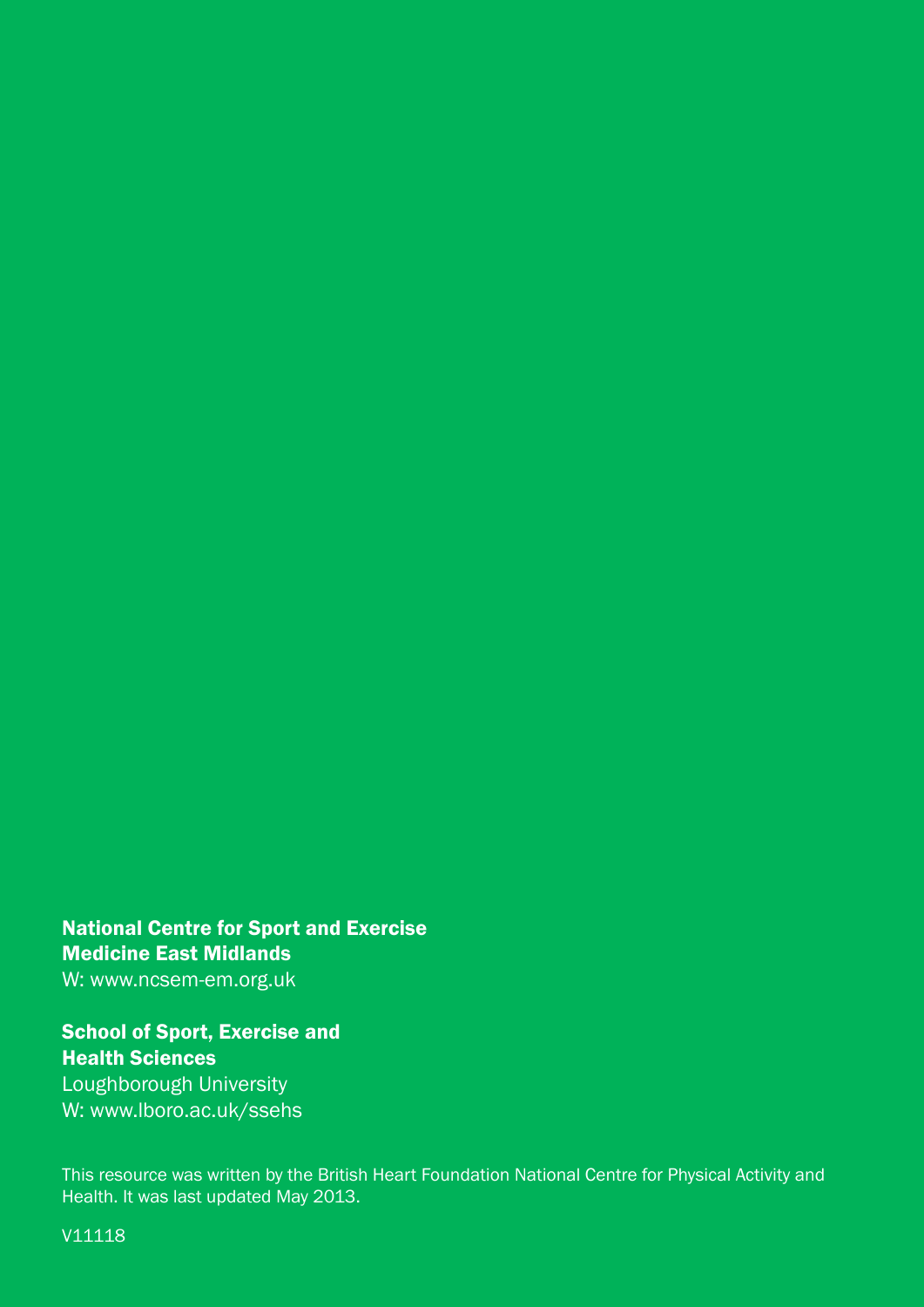**National Centre for Sport and Exercise Medicine East Midlands**
W: www.ncsem-em.org.uk

**School of Sport, Exercise and Health Sciences**
Loughborough University
W: www.lboro.ac.uk/ssehs

This resource was written by the British Heart Foundation National Centre for Physical Activity and Health. It was last updated May 2013.

V11118